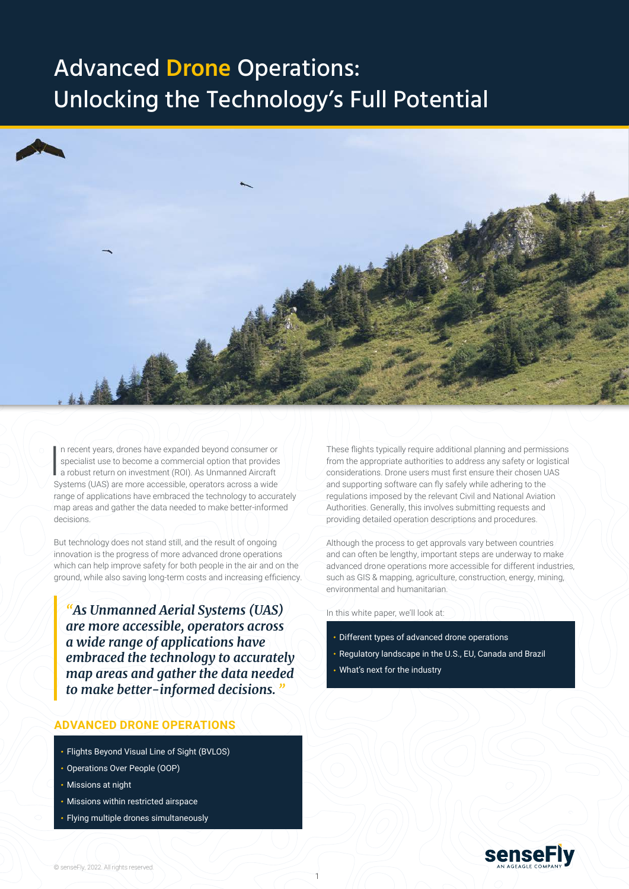# Advanced Drone Operations: Unlocking the Technology's Full Potential

In recent years, drones have expanded beyond consumer or specialist use to become a commercial option that provides a robust return on investment (ROI). As Unmanned Aircraft Systems (UAS) are more accessible, operators across a wide range of applications have embraced the technology to accurately map areas and gather the data needed to make better-informed decisions.

But technology does not stand still, and the result of ongoing innovation is the progress of more advanced drone operations which can help improve safety for both people in the air and on the ground, while also saving long-term costs and increasing efficiency.

> *"As Unmanned Aerial Systems (UAS) are more accessible, operators across a wide range of applications have embraced the technology to accurately map areas and gather the data needed to make better-informed decisions."*

## ADVANCED DRONE OPERATIONS

- Flights Beyond Visual Line of Sight (BVLOS)
- Operations Over People (OOP)
- Missions at night
- Missions within restricted airspace
- Flying multiple drones simultaneously

These flights typically require additional planning and permissions from the appropriate authorities to address any safety or logistical considerations. Drone users must first ensure their chosen UAS and supporting software can fly safely while adhering to the regulations imposed by the relevant Civil and National Aviation Authorities. Generally, this involves submitting requests and providing detailed operation descriptions and procedures.

Although the process to get approvals vary between countries and can often be lengthy, important steps are underway to make advanced drone operations more accessible for different industries, such as GIS & mapping, agriculture, construction, energy, mining, environmental and humanitarian.

In this white paper, we'll look at:

- Different types of advanced drone operations
- Regulatory landscape in the U.S., EU, Canada and Brazil
- What's next for the industry

© senseFly, 2022. All rights reserved.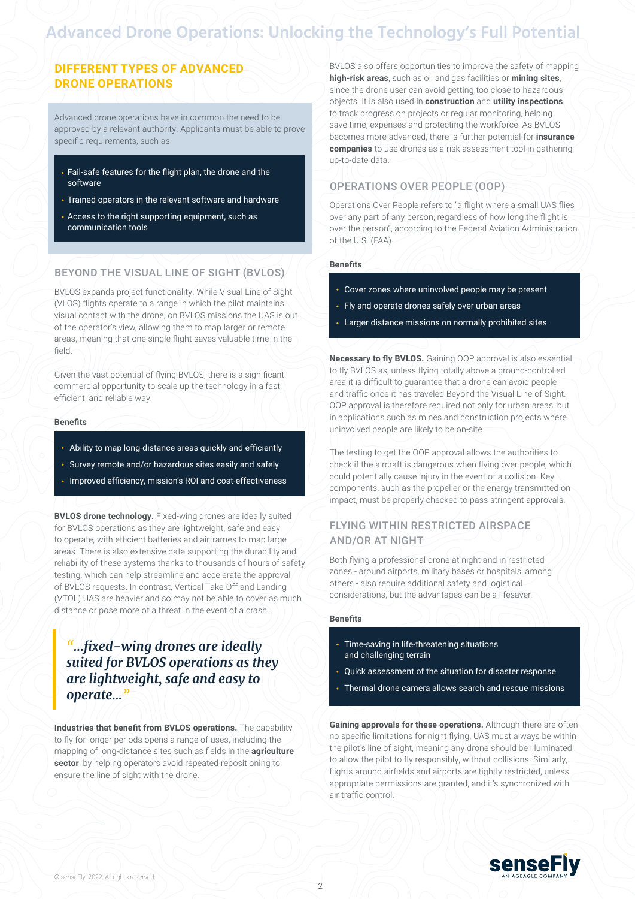# Advanced Drone Operations: Unlocking the Technology's Full Potential

## DIFFERENT TYPES OF ADVANCED DRONE OPERATIONS

Advanced drone operations have in common the need to be approved by a relevant authority. Applicants must be able to prove specific requirements, such as:

- Fail-safe features for the flight plan, the drone and the software
- Trained operators in the relevant software and hardware
- Access to the right supporting equipment, such as communication tools

### BEYOND THE VISUAL LINE OF SIGHT (BVLOS)

BVLOS expands project functionality. While Visual Line of Sight (VLOS) flights operate to a range in which the pilot maintains visual contact with the drone, on BVLOS missions the UAS is out of the operator's view, allowing them to map larger or remote areas, meaning that one single flight saves valuable time in the field.

Given the vast potential of flying BVLOS, there is a significant commercial opportunity to scale up the technology in a fast, efficient, and reliable way.

#### Benefits

- Ability to map long-distance areas quickly and efficiently
- Survey remote and/or hazardous sites easily and safely
- Improved efficiency, mission's ROI and cost-effectiveness

**BVLOS drone technology.** Fixed-wing drones are ideally suited for BVLOS operations as they are lightweight, safe and easy to operate, with efficient batteries and airframes to map large areas. There is also extensive data supporting the durability and reliability of these systems thanks to thousands of hours of safety testing, which can help streamline and accelerate the approval of BVLOS requests. In contrast, Vertical Take-Off and Landing (VTOL) UAS are heavier and so may not be able to cover as much distance or pose more of a threat in the event of a crash.

> *"...fixed-wing drones are ideally suited for BVLOS operations as they are lightweight, safe and easy to operate..."*

**Industries that benefit from BVLOS operations.** The capability to fly for longer periods opens a range of uses, including the mapping of long-distance sites such as fields in the **agriculture sector**, by helping operators avoid repeated repositioning to ensure the line of sight with the drone.

BVLOS also offers opportunities to improve the safety of mapping **high-risk areas**, such as oil and gas facilities or **mining sites**, since the drone user can avoid getting too close to hazardous objects. It is also used in **construction** and **utility inspections** to track progress on projects or regular monitoring, helping save time, expenses and protecting the workforce. As BVLOS becomes more advanced, there is further potential for **insurance companies** to use drones as a risk assessment tool in gathering up-to-date data.

### OPERATIONS OVER PEOPLE (OOP)

Operations Over People refers to "a flight where a small UAS flies over any part of any person, regardless of how long the flight is over the person", according to the Federal Aviation Administration of the U.S. (FAA).

#### Benefits

- Cover zones where uninvolved people may be present
- Fly and operate drones safely over urban areas
- Larger distance missions on normally prohibited sites

**Necessary to fly BVLOS.** Gaining OOP approval is also essential to fly BVLOS as, unless flying totally above a ground-controlled area it is difficult to guarantee that a drone can avoid people and traffic once it has traveled Beyond the Visual Line of Sight. OOP approval is therefore required not only for urban areas, but in applications such as mines and construction projects where uninvolved people are likely to be on-site.

The testing to get the OOP approval allows the authorities to check if the aircraft is dangerous when flying over people, which could potentially cause injury in the event of a collision. Key components, such as the propeller or the energy transmitted on impact, must be properly checked to pass stringent approvals.

### FLYING WITHIN RESTRICTED AIRSPACE AND/OR AT NIGHT

Both flying a professional drone at night and in restricted zones - around airports, military bases or hospitals, among others - also require additional safety and logistical considerations, but the advantages can be a lifesaver.

#### Benefits

- Time-saving in life-threatening situations and challenging terrain
- Quick assessment of the situation for disaster response
- Thermal drone camera allows search and rescue missions

**Gaining approvals for these operations.** Although there are often no specific limitations for night flying, UAS must always be within the pilot's line of sight, meaning any drone should be illuminated to allow the pilot to fly responsibly, without collisions. Similarly, flights around airfields and airports are tightly restricted, unless appropriate permissions are granted, and it's synchronized with air traffic control.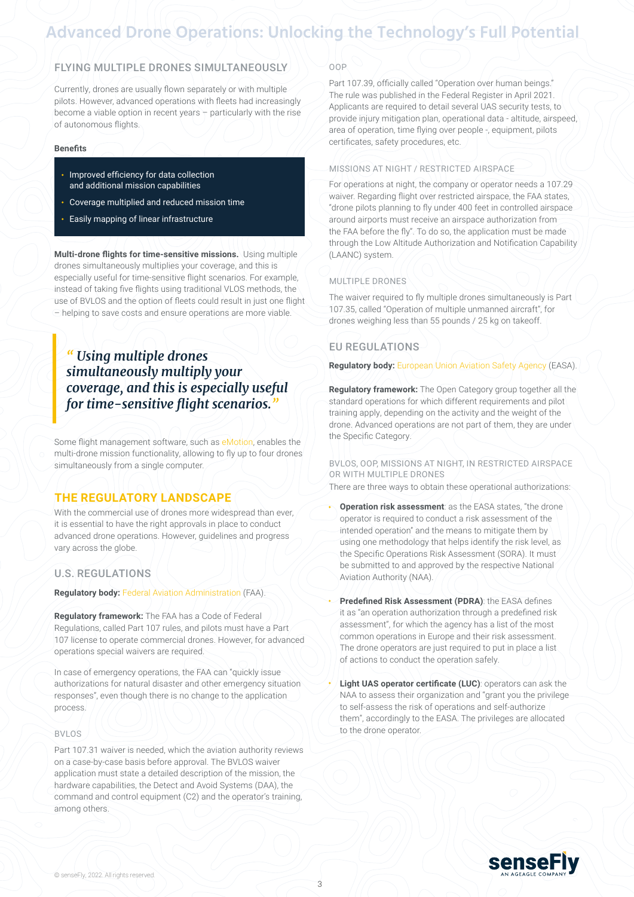# Advanced Drone Operations: Unlocking the Technology's Full Potential

## FLYING MULTIPLE DRONES SIMULTANEOUSLY

Currently, drones are usually flown separately or with multiple pilots. However, advanced operations with fleets had increasingly become a viable option in recent years – particularly with the rise of autonomous flights.

**Benefits**

- Improved efficiency for data collection and additional mission capabilities
- Coverage multiplied and reduced mission time
- Easily mapping of linear infrastructure

**Multi-drone flights for time-sensitive missions.** Using multiple drones simultaneously multiplies your coverage, and this is especially useful for time-sensitive flight scenarios. For example, instead of taking five flights using traditional VLOS methods, the use of BVLOS and the option of fleets could result in just one flight – helping to save costs and ensure operations are more viable.

> *"Using multiple drones simultaneously multiply your coverage, and this is especially useful for time-sensitive flight scenarios."*

Some flight management software, such as eMotion, enables the multi-drone mission functionality, allowing to fly up to four drones simultaneously from a single computer.

## THE REGULATORY LANDSCAPE

With the commercial use of drones more widespread than ever, it is essential to have the right approvals in place to conduct advanced drone operations. However, guidelines and progress vary across the globe.

### U.S. REGULATIONS

**Regulatory body:** Federal Aviation Administration (FAA).

**Regulatory framework:** The FAA has a Code of Federal Regulations, called Part 107 rules, and pilots must have a Part 107 license to operate commercial drones. However, for advanced operations special waivers are required.

In case of emergency operations, the FAA can "quickly issue authorizations for natural disaster and other emergency situation responses", even though there is no change to the application process.

#### BVLOS

Part 107.31 waiver is needed, which the aviation authority reviews on a case-by-case basis before approval. The BVLOS waiver application must state a detailed description of the mission, the hardware capabilities, the Detect and Avoid Systems (DAA), the command and control equipment (C2) and the operator's training, among others.

#### OOP

Part 107.39, officially called "Operation over human beings." The rule was published in the Federal Register in April 2021. Applicants are required to detail several UAS security tests, to provide injury mitigation plan, operational data - altitude, airspeed, area of operation, time flying over people -, equipment, pilots certificates, safety procedures, etc.

#### MISSIONS AT NIGHT / RESTRICTED AIRSPACE

For operations at night, the company or operator needs a 107.29 waiver. Regarding flight over restricted airspace, the FAA states, "drone pilots planning to fly under 400 feet in controlled airspace around airports must receive an airspace authorization from the FAA before the fly". To do so, the application must be made through the Low Altitude Authorization and Notification Capability (LAANC) system.

#### MULTIPLE DRONES

The waiver required to fly multiple drones simultaneously is Part 107.35, called "Operation of multiple unmanned aircraft", for drones weighing less than 55 pounds / 25 kg on takeoff.

### EU REGULATIONS

**Regulatory body:** European Union Aviation Safety Agency (EASA).

**Regulatory framework:** The Open Category group together all the standard operations for which different requirements and pilot training apply, depending on the activity and the weight of the drone. Advanced operations are not part of them, they are under the Specific Category.

#### BVLOS, OOP, MISSIONS AT NIGHT, IN RESTRICTED AIRSPACE OR WITH MULTIPLE DRONES

There are three ways to obtain these operational authorizations:

- **Operation risk assessment**: as the EASA states, "the drone operator is required to conduct a risk assessment of the intended operation" and the means to mitigate them by using one methodology that helps identify the risk level, as the Specific Operations Risk Assessment (SORA). It must be submitted to and approved by the respective National Aviation Authority (NAA).
- **Predefined Risk Assessment (PDRA)**: the EASA defines it as "an operation authorization through a predefined risk assessment", for which the agency has a list of the most common operations in Europe and their risk assessment. The drone operators are just required to put in place a list of actions to conduct the operation safely.
- **Light UAS operator certificate (LUC)**: operators can ask the NAA to assess their organization and "grant you the privilege to self-assess the risk of operations and self-authorize them", accordingly to the EASA. The privileges are allocated to the drone operator.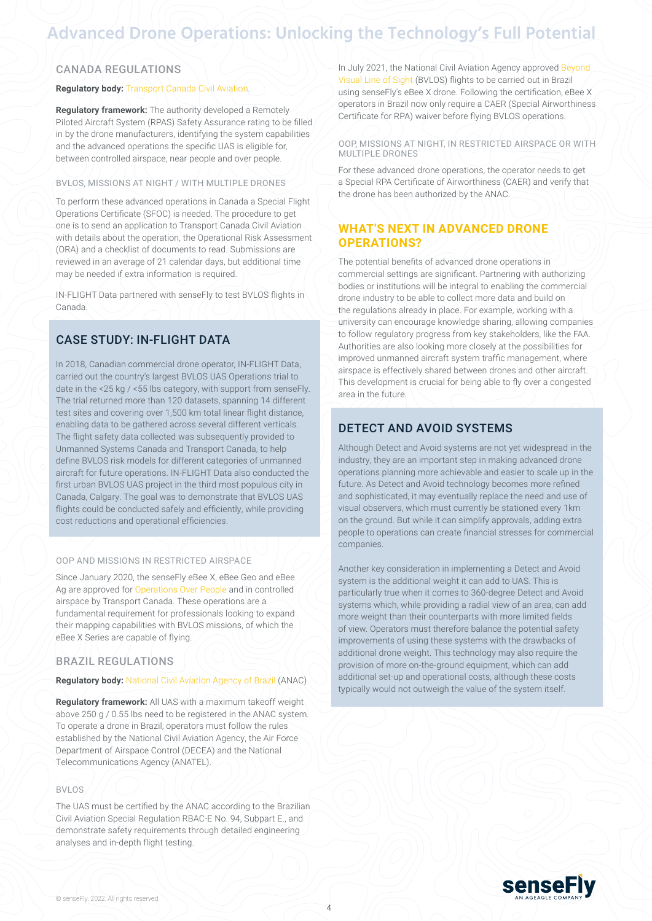# Advanced Drone Operations: Unlocking the Technology's Full Potential

## CANADA REGULATIONS

**Regulatory body:** Transport Canada Civil Aviation.

**Regulatory framework:** The authority developed a Remotely Piloted Aircraft System (RPAS) Safety Assurance rating to be filled in by the drone manufacturers, identifying the system capabilities and the advanced operations the specific UAS is eligible for, between controlled airspace, near people and over people.

### BVLOS, MISSIONS AT NIGHT / WITH MULTIPLE DRONES

To perform these advanced operations in Canada a Special Flight Operations Certificate (SFOC) is needed. The procedure to get one is to send an application to Transport Canada Civil Aviation with details about the operation, the Operational Risk Assessment (ORA) and a checklist of documents to read. Submissions are reviewed in an average of 21 calendar days, but additional time may be needed if extra information is required.

IN-FLIGHT Data partnered with senseFly to test BVLOS flights in Canada.

## CASE STUDY: IN-FLIGHT DATA

In 2018, Canadian commercial drone operator, IN-FLIGHT Data, carried out the country's largest BVLOS UAS Operations trial to date in the <25 kg / <55 lbs category, with support from senseFly. The trial returned more than 120 datasets, spanning 14 different test sites and covering over 1,500 km total linear flight distance, enabling data to be gathered across several different verticals. The flight safety data collected was subsequently provided to Unmanned Systems Canada and Transport Canada, to help define BVLOS risk models for different categories of unmanned aircraft for future operations. IN-FLIGHT Data also conducted the first urban BVLOS UAS project in the third most populous city in Canada, Calgary. The goal was to demonstrate that BVLOS UAS flights could be conducted safely and efficiently, while providing cost reductions and operational efficiencies.

### OOP AND MISSIONS IN RESTRICTED AIRSPACE

Since January 2020, the senseFly eBee X, eBee Geo and eBee Ag are approved for Operations Over People and in controlled airspace by Transport Canada. These operations are a fundamental requirement for professionals looking to expand their mapping capabilities with BVLOS missions, of which the eBee X Series are capable of flying.

## BRAZIL REGULATIONS

**Regulatory body:** National Civil Aviation Agency of Brazil (ANAC)

**Regulatory framework:** All UAS with a maximum takeoff weight above 250 g / 0.55 lbs need to be registered in the ANAC system. To operate a drone in Brazil, operators must follow the rules established by the National Civil Aviation Agency, the Air Force Department of Airspace Control (DECEA) and the National Telecommunications Agency (ANATEL).

### BVLOS

The UAS must be certified by the ANAC according to the Brazilian Civil Aviation Special Regulation RBAC-E No. 94, Subpart E., and demonstrate safety requirements through detailed engineering analyses and in-depth flight testing.

In July 2021, the National Civil Aviation Agency approved Beyond Visual Line of Sight (BVLOS) flights to be carried out in Brazil using senseFly's eBee X drone. Following the certification, eBee X operators in Brazil now only require a CAER (Special Airworthiness Certificate for RPA) waiver before flying BVLOS operations.

### OOP, MISSIONS AT NIGHT, IN RESTRICTED AIRSPACE OR WITH MULTIPLE DRONES

For these advanced drone operations, the operator needs to get a Special RPA Certificate of Airworthiness (CAER) and verify that the drone has been authorized by the ANAC.

## WHAT'S NEXT IN ADVANCED DRONE OPERATIONS?

The potential benefits of advanced drone operations in commercial settings are significant. Partnering with authorizing bodies or institutions will be integral to enabling the commercial drone industry to be able to collect more data and build on the regulations already in place. For example, working with a university can encourage knowledge sharing, allowing companies to follow regulatory progress from key stakeholders, like the FAA. Authorities are also looking more closely at the possibilities for improved unmanned aircraft system traffic management, where airspace is effectively shared between drones and other aircraft. This development is crucial for being able to fly over a congested area in the future.

## DETECT AND AVOID SYSTEMS

Although Detect and Avoid systems are not yet widespread in the industry, they are an important step in making advanced drone operations planning more achievable and easier to scale up in the future. As Detect and Avoid technology becomes more refined and sophisticated, it may eventually replace the need and use of visual observers, which must currently be stationed every 1km on the ground. But while it can simplify approvals, adding extra people to operations can create financial stresses for commercial companies.

Another key consideration in implementing a Detect and Avoid system is the additional weight it can add to UAS. This is particularly true when it comes to 360-degree Detect and Avoid systems which, while providing a radial view of an area, can add more weight than their counterparts with more limited fields of view. Operators must therefore balance the potential safety improvements of using these systems with the drawbacks of additional drone weight. This technology may also require the provision of more on-the-ground equipment, which can add additional set-up and operational costs, although these costs typically would not outweigh the value of the system itself.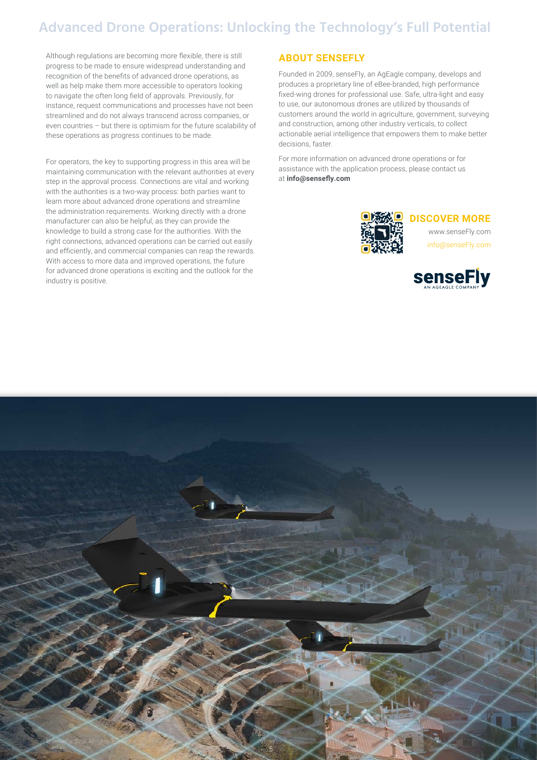Although regulations are becoming more flexible, there is still progress to be made to ensure widespread understanding and recognition of the benefits of advanced drone operations, as well as help make them more accessible to operators looking to navigate the often long field of approvals. Previously, for instance, request communications and processes have not been streamlined and do not always transcend across companies, or even countries – but there is optimism for the future scalability of these operations as progress continues to be made.

For operators, the key to supporting progress in this area will be maintaining communication with the relevant authorities at every step in the approval process. Connections are vital and working with the authorities is a two-way process: both parties want to learn more about advanced drone operations and streamline the administration requirements. Working directly with a drone manufacturer can also be helpful, as they can provide the knowledge to build a strong case for the authorities. With the right connections, advanced operations can be carried out easily and efficiently, and commercial companies can reap the rewards. With access to more data and improved operations, the future for advanced drone operations is exciting and the outlook for the industry is positive.

## ABOUT SENSEFLY

Founded in 2009, senseFly, an AgEagle company, develops and produces a proprietary line of eBee-branded, high performance fixed-wing drones for professional use. Safe, ultra-light and easy to use, our autonomous drones are utilized by thousands of customers around the world in agriculture, government, surveying and construction, among other industry verticals, to collect actionable aerial intelligence that empowers them to make better decisions, faster.

For more information on advanced drone operations or for assistance with the application process, please contact us at **info@sensefly.com**

**DISCOVER MORE**

www.senseFly.com

info@senseFly.com

senseFly
AN AGEAGLE COMPANY

© senseFly, 2022. All rights reserved.